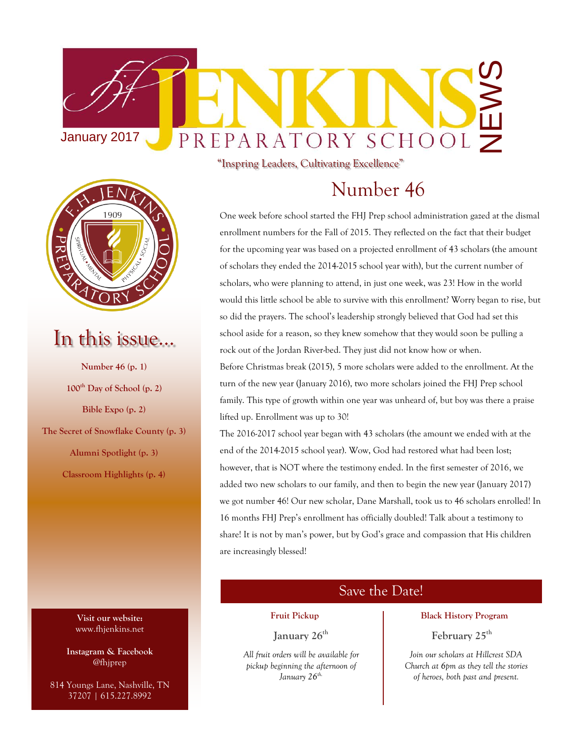January 2017

# JENKINS PREPARATORY SCHOOL NEWS

"Inspring Leaders, Cultivating Excellence"

## In this issue...

**Number 46 (p. 1)**

**100th Day of School (p. 2)**

**Bible Expo (p. 2)**

**The Secret of Snowflake County (p. 3)**

**Alumni Spotlight (p. 3)**

**Classroom Highlights (p. 4)**

**Visit our website:**
www.fhjenkins.net

**Instagram & Facebook**
@fhjprep

814 Youngs Lane, Nashville, TN 37207 | 615.227.8992

## Number 46

One week before school started the FHJ Prep school administration gazed at the dismal enrollment numbers for the Fall of 2015. They reflected on the fact that their budget for the upcoming year was based on a projected enrollment of 43 scholars (the amount of scholars they ended the 2014-2015 school year with), but the current number of scholars, who were planning to attend, in just one week, was 23! How in the world would this little school be able to survive with this enrollment? Worry began to rise, but so did the prayers. The school's leadership strongly believed that God had set this school aside for a reason, so they knew somehow that they would soon be pulling a rock out of the Jordan River-bed. They just did not know how or when.

Before Christmas break (2015), 5 more scholars were added to the enrollment. At the turn of the new year (January 2016), two more scholars joined the FHJ Prep school family. This type of growth within one year was unheard of, but boy was there a praise lifted up. Enrollment was up to 30!

The 2016-2017 school year began with 43 scholars (the amount we ended with at the end of the 2014-2015 school year). Wow, God had restored what had been lost; however, that is NOT where the testimony ended. In the first semester of 2016, we added two new scholars to our family, and then to begin the new year (January 2017) we got number 46! Our new scholar, Dane Marshall, took us to 46 scholars enrolled! In 16 months FHJ Prep's enrollment has officially doubled! Talk about a testimony to share! It is not by man's power, but by God's grace and compassion that His children are increasingly blessed!

## Save the Date!

**Fruit Pickup**

January 26th

*All fruit orders will be available for pickup beginning the afternoon of January 26th.*

**Black History Program**

February 25th

*Join our scholars at Hillcrest SDA Church at 6pm as they tell the stories of heroes, both past and present.*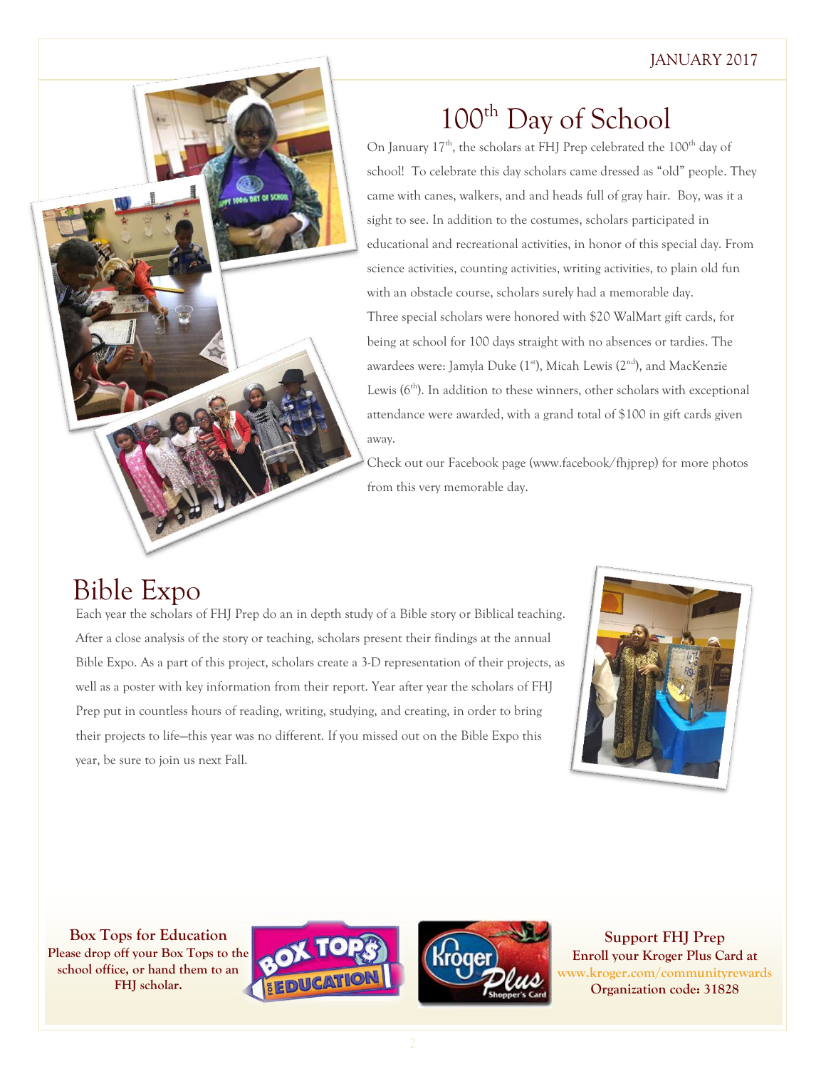## 100th Day of School

On January 17th, the scholars at FHJ Prep celebrated the 100th day of school! To celebrate this day scholars came dressed as "old" people. They came with canes, walkers, and and heads full of gray hair. Boy, was it a sight to see. In addition to the costumes, scholars participated in educational and recreational activities, in honor of this special day. From science activities, counting activities, writing activities, to plain old fun with an obstacle course, scholars surely had a memorable day.

Three special scholars were honored with $20 WalMart gift cards, for being at school for 100 days straight with no absences or tardies. The awardees were: Jamyla Duke (1st), Micah Lewis (2nd), and MacKenzie Lewis (6th). In addition to these winners, other scholars with exceptional attendance were awarded, with a grand total of $100 in gift cards given away.

Check out our Facebook page (www.facebook/fhjprep) for more photos from this very memorable day.

## Bible Expo

Each year the scholars of FHJ Prep do an in depth study of a Bible story or Biblical teaching. After a close analysis of the story or teaching, scholars present their findings at the annual Bible Expo. As a part of this project, scholars create a 3-D representation of their projects, as well as a poster with key information from their report. Year after year the scholars of FHJ Prep put in countless hours of reading, writing, studying, and creating, in order to bring their projects to life—this year was no different. If you missed out on the Bible Expo this year, be sure to join us next Fall.

**Box Tops for Education**
**Please drop off your Box Tops to the school office, or hand them to an FHJ scholar.**

**Support FHJ Prep**
**Enroll your Kroger Plus Card at www.kroger.com/communityrewards**
**Organization code: 31828**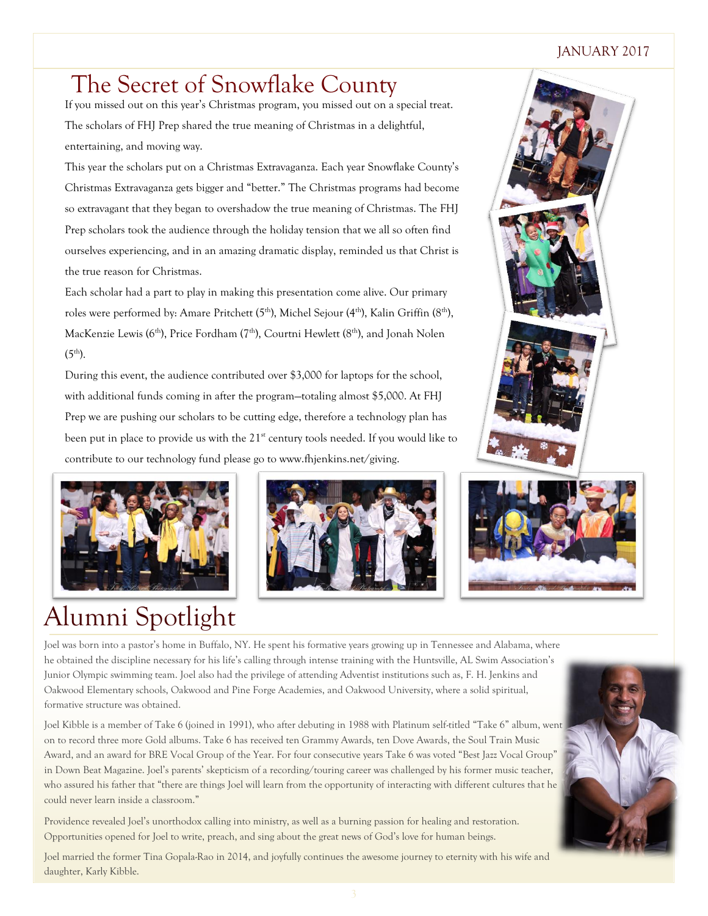# The Secret of Snowflake County

If you missed out on this year's Christmas program, you missed out on a special treat. The scholars of FHJ Prep shared the true meaning of Christmas in a delightful, entertaining, and moving way.

This year the scholars put on a Christmas Extravaganza. Each year Snowflake County's Christmas Extravaganza gets bigger and "better." The Christmas programs had become so extravagant that they began to overshadow the true meaning of Christmas. The FHJ Prep scholars took the audience through the holiday tension that we all so often find ourselves experiencing, and in an amazing dramatic display, reminded us that Christ is the true reason for Christmas.

Each scholar had a part to play in making this presentation come alive. Our primary roles were performed by: Amare Pritchett (5th), Michel Sejour (4th), Kalin Griffin (8th), MacKenzie Lewis (6th), Price Fordham (7th), Courtni Hewlett (8th), and Jonah Nolen (5th).

During this event, the audience contributed over $3,000 for laptops for the school, with additional funds coming in after the program—totaling almost $5,000. At FHJ Prep we are pushing our scholars to be cutting edge, therefore a technology plan has been put in place to provide us with the 21st century tools needed. If you would like to contribute to our technology fund please go to www.fhjenkins.net/giving.

# Alumni Spotlight

Joel was born into a pastor's home in Buffalo, NY. He spent his formative years growing up in Tennessee and Alabama, where he obtained the discipline necessary for his life's calling through intense training with the Huntsville, AL Swim Association's Junior Olympic swimming team. Joel also had the privilege of attending Adventist institutions such as, F. H. Jenkins and Oakwood Elementary schools, Oakwood and Pine Forge Academies, and Oakwood University, where a solid spiritual, formative structure was obtained.

Joel Kibble is a member of Take 6 (joined in 1991), who after debuting in 1988 with Platinum self-titled "Take 6" album, went on to record three more Gold albums. Take 6 has received ten Grammy Awards, ten Dove Awards, the Soul Train Music Award, and an award for BRE Vocal Group of the Year. For four consecutive years Take 6 was voted "Best Jazz Vocal Group" in Down Beat Magazine. Joel's parents' skepticism of a recording/touring career was challenged by his former music teacher, who assured his father that "there are things Joel will learn from the opportunity of interacting with different cultures that he could never learn inside a classroom."

Providence revealed Joel's unorthodox calling into ministry, as well as a burning passion for healing and restoration. Opportunities opened for Joel to write, preach, and sing about the great news of God's love for human beings.

Joel married the former Tina Gopala-Rao in 2014, and joyfully continues the awesome journey to eternity with his wife and daughter, Karly Kibble.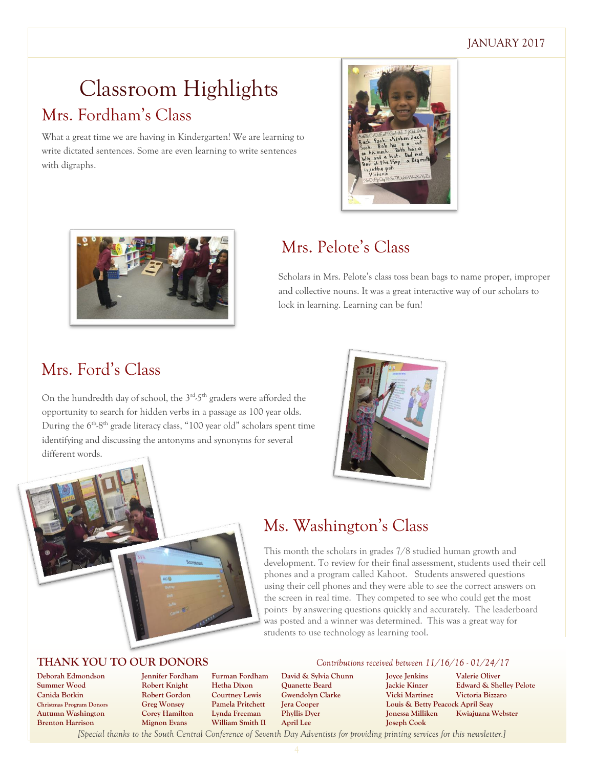# Classroom Highlights

## Mrs. Fordham's Class

What a great time we are having in Kindergarten! We are learning to write dictated sentences. Some are even learning to write sentences with digraphs.

## Mrs. Pelote's Class

Scholars in Mrs. Pelote's class toss bean bags to name proper, improper and collective nouns. It was a great interactive way of our scholars to lock in learning. Learning can be fun!

## Mrs. Ford's Class

On the hundredth day of school, the 3rd-5th graders were afforded the opportunity to search for hidden verbs in a passage as 100 year olds. During the 6th-8th grade literacy class, "100 year old" scholars spent time identifying and discussing the antonyms and synonyms for several different words.

## Ms. Washington's Class

This month the scholars in grades 7/8 studied human growth and development. To review for their final assessment, students used their cell phones and a program called Kahoot. Students answered questions using their cell phones and they were able to see the correct answers on the screen in real time. They competed to see who could get the most points by answering questions quickly and accurately. The leaderboard was posted and a winner was determined. This was a great way for students to use technology as learning tool.

## THANK YOU TO OUR DONORS

*Contributions received between 11/16/16 - 01/24/17*

**Deborah Edmondson**
**Summer Wood**
**Canida Botkin**
**Christmas Program Donors**
**Autumn Washington**
**Brenton Harrison**
**Jennifer Fordham**
**Robert Knight**
**Robert Gordon**
**Greg Wonsey**
**Corey Hamilton**
**Mignon Evans**
**Furman Fordham**
**Hetha Dixon**
**Courtney Lewis**
**Pamela Pritchett**
**Lynda Freeman**
**William Smith II**
**David & Sylvia Chunn**
**Quanette Beard**
**Gwendolyn Clarke**
**Jera Cooper**
**Phyllis Dyer**
**April Lee**
**Joyce Jenkins**
**Jackie Kinzer**
**Vicki Martinez**
**Louis & Betty Peacock**
**Jonessa Milliken**
**Joseph Cook**
**Valerie Oliver**
**Edward & Shelley Pelote**
**Victoria Bizzaro**
**April Seay**
**Kwiajuana Webster**

*[Special thanks to the South Central Conference of Seventh Day Adventists for providing printing services for this newsletter.]*